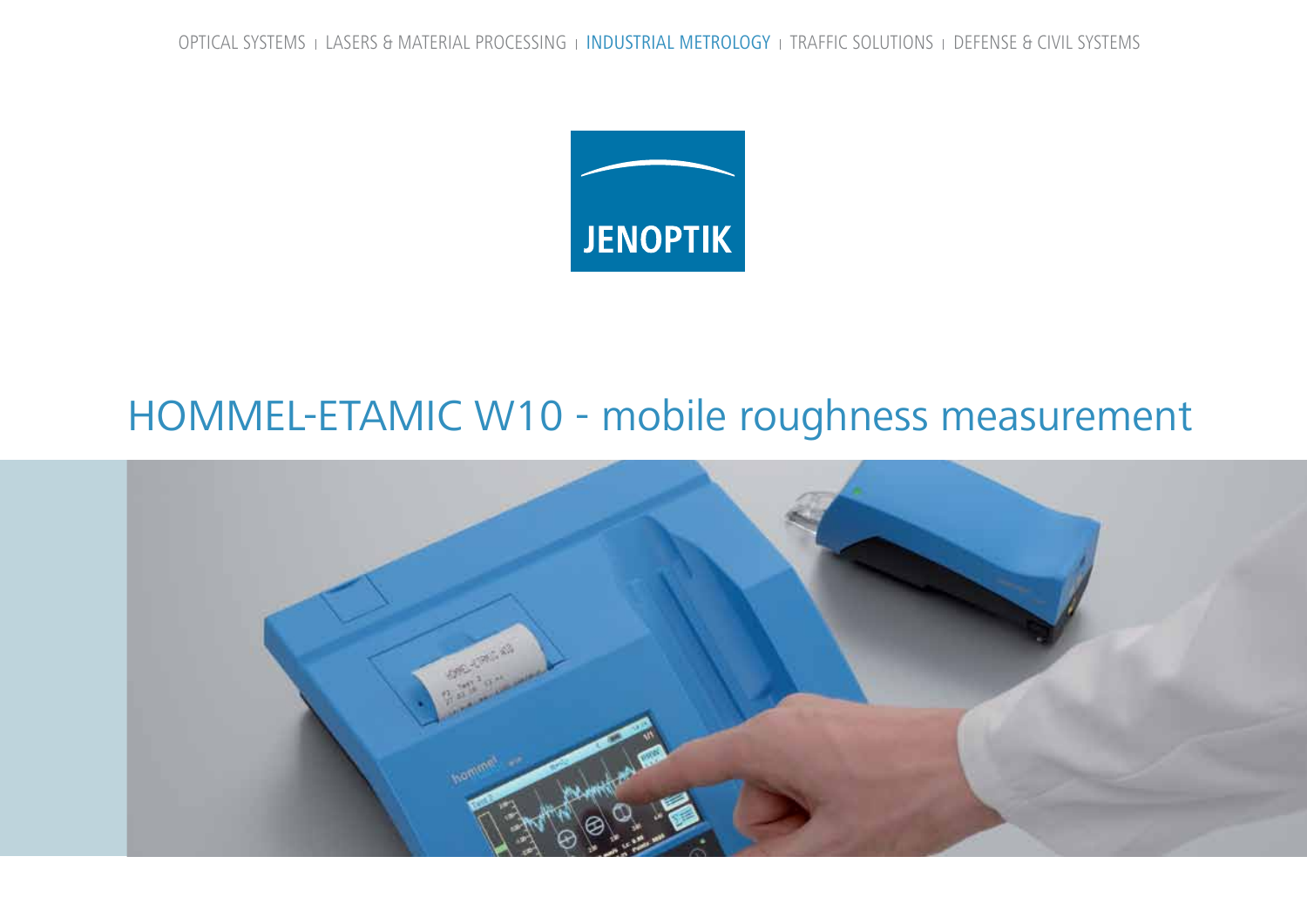OPTICAL SYSTEMS | LASERS & MATERIAL PROCESSING | INDUSTRIAL METROLOGY | TRAFFIC SOLUTIONS | DEFENSE & CIVIL SYSTEMS

JENOPTIK

# HOMMEL-ETAMIC W10 - mobile roughness measurement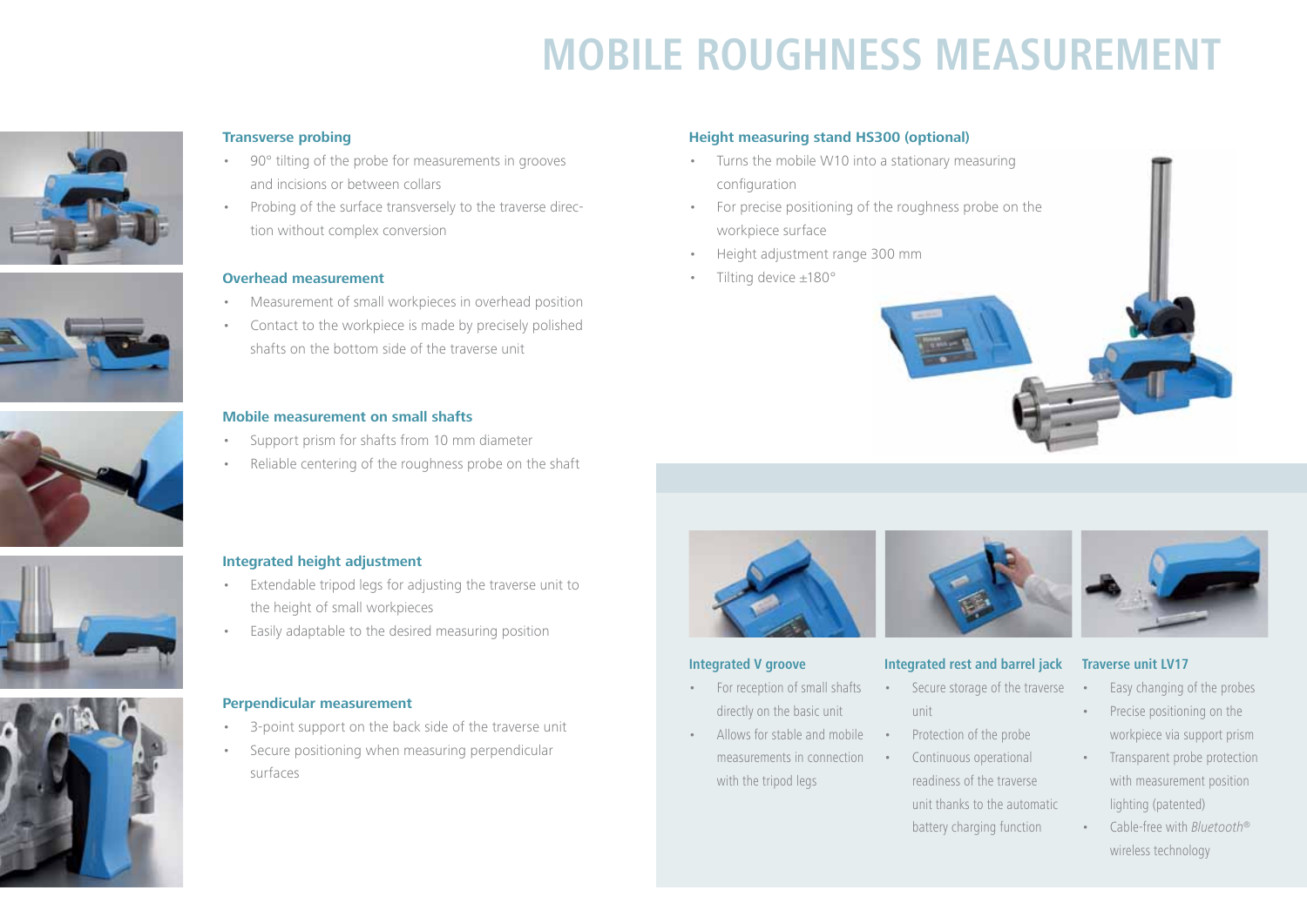# MOBILE ROUGHNESS MEASUREMENT

### Transverse probing

- 90° tilting of the probe for measurements in grooves and incisions or between collars
- Probing of the surface transversely to the traverse direction without complex conversion

### Overhead measurement

- Measurement of small workpieces in overhead position
- Contact to the workpiece is made by precisely polished shafts on the bottom side of the traverse unit

### Mobile measurement on small shafts

- Support prism for shafts from 10 mm diameter
- Reliable centering of the roughness probe on the shaft

### Integrated height adjustment

- Extendable tripod legs for adjusting the traverse unit to the height of small workpieces
- Easily adaptable to the desired measuring position

### Perpendicular measurement

- 3-point support on the back side of the traverse unit
- Secure positioning when measuring perpendicular surfaces

### Height measuring stand HS300 (optional)

- Turns the mobile W10 into a stationary measuring configuration
- For precise positioning of the roughness probe on the workpiece surface
- Height adjustment range 300 mm
- Tilting device ±180°

### Integrated V groove

- For reception of small shafts directly on the basic unit
- Allows for stable and mobile measurements in connection with the tripod legs

### Integrated rest and barrel jack

- Secure storage of the traverse unit
- Protection of the probe
- Continuous operational readiness of the traverse unit thanks to the automatic battery charging function

### Traverse unit LV17

- Easy changing of the probes
- Precise positioning on the workpiece via support prism
- Transparent probe protection with measurement position lighting (patented)
- Cable-free with *Bluetooth*® wireless technology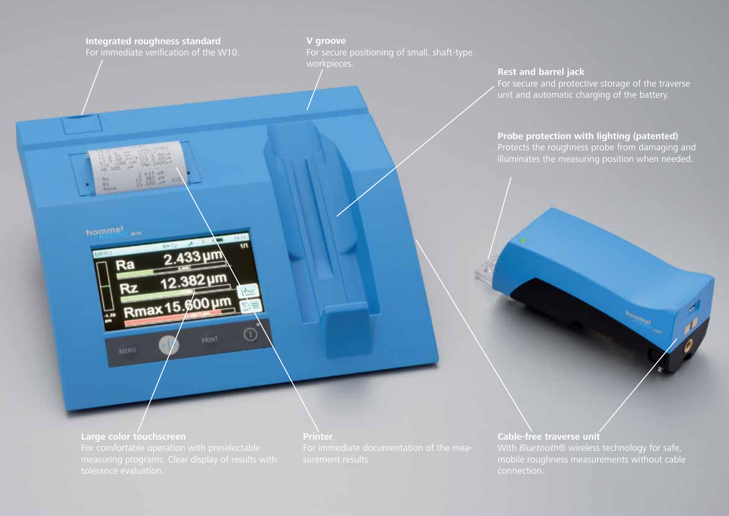**Integrated roughness standard**
For immediate verification of the W10.

**V groove**
For secure positioning of small, shaft-type workpieces.

**Rest and barrel jack**
For secure and protective storage of the traverse unit and automatic charging of the battery.

**Probe protection with lighting (patented)**
Protects the roughness probe from damaging and illuminates the measuring position when needed.

**Large color touchscreen**
For comfortable operation with preselectable measuring programs. Clear display of results with tolerance evaluation.

**Printer**
For immediate documentation of the measurement results.

**Cable-free traverse unit**
With *Bluetooth*® wireless technology for safe, mobile roughness measurements without cable connection.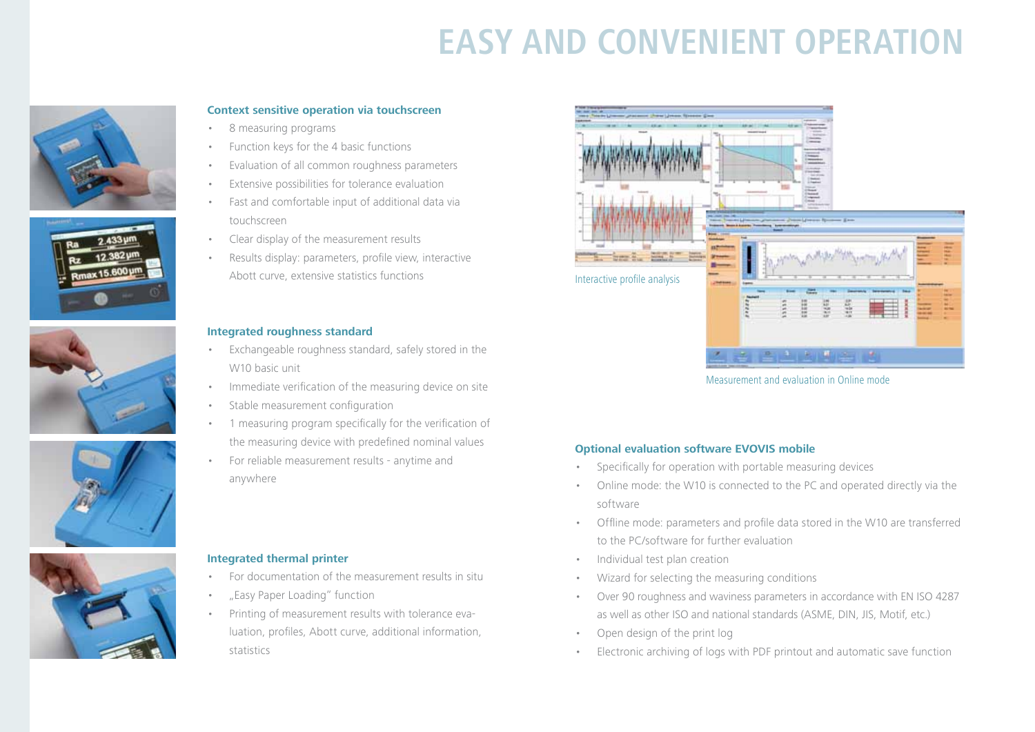# EASY AND CONVENIENT OPERATION

**Context sensitive operation via touchscreen**

- 8 measuring programs
- Function keys for the 4 basic functions
- Evaluation of all common roughness parameters
- Extensive possibilities for tolerance evaluation
- Fast and comfortable input of additional data via touchscreen
- Clear display of the measurement results
- Results display: parameters, profile view, interactive Abott curve, extensive statistics functions

**Integrated roughness standard**

- Exchangeable roughness standard, safely stored in the W10 basic unit
- Immediate verification of the measuring device on site
- Stable measurement configuration
- 1 measuring program specifically for the verification of the measuring device with predefined nominal values
- For reliable measurement results - anytime and anywhere

**Integrated thermal printer**

- For documentation of the measurement results in situ
- „Easy Paper Loading" function
- Printing of measurement results with tolerance evaluation, profiles, Abott curve, additional information, statistics

Interactive profile analysis

Measurement and evaluation in Online mode

**Optional evaluation software EVOVIS mobile**

- Specifically for operation with portable measuring devices
- Online mode: the W10 is connected to the PC and operated directly via the software
- Offline mode: parameters and profile data stored in the W10 are transferred to the PC/software for further evaluation
- Individual test plan creation
- Wizard for selecting the measuring conditions
- Over 90 roughness and waviness parameters in accordance with EN ISO 4287 as well as other ISO and national standards (ASME, DIN, JIS, Motif, etc.)
- Open design of the print log
- Electronic archiving of logs with PDF printout and automatic save function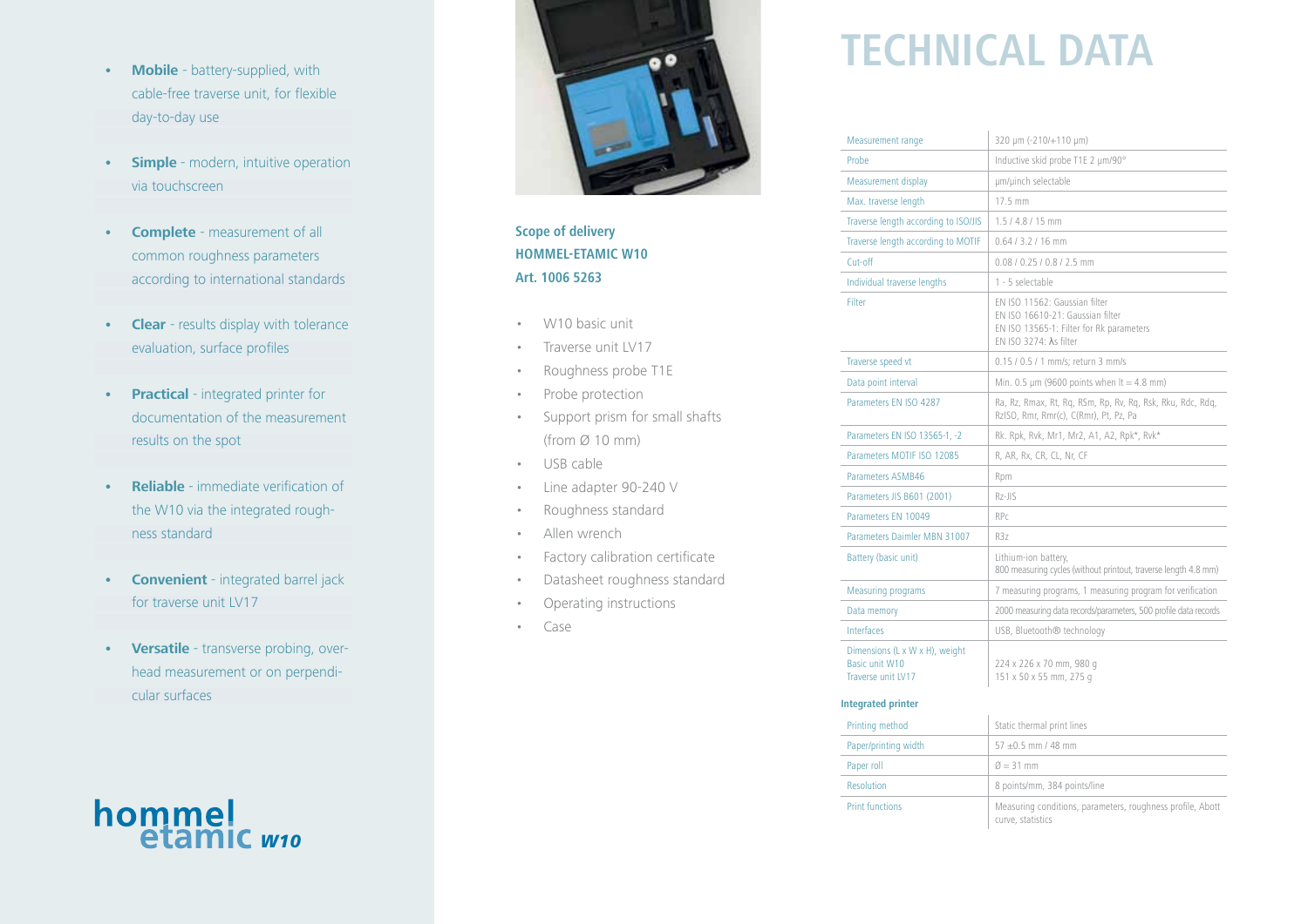- **Mobile** - battery-supplied, with cable-free traverse unit, for flexible day-to-day use
- **Simple** - modern, intuitive operation via touchscreen
- **Complete** - measurement of all common roughness parameters according to international standards
- **Clear** - results display with tolerance evaluation, surface profiles
- **Practical** - integrated printer for documentation of the measurement results on the spot
- **Reliable** - immediate verification of the W10 via the integrated roughness standard
- **Convenient** - integrated barrel jack for traverse unit LV17
- **Versatile** - transverse probing, overhead measurement or on perpendicular surfaces

hommel etamic *W10*

**Scope of delivery**
**HOMMEL-ETAMIC W10**
**Art. 1006 5263**

- W10 basic unit
- Traverse unit LV17
- Roughness probe T1E
- Probe protection
- Support prism for small shafts (from Ø 10 mm)
- USB cable
- Line adapter 90-240 V
- Roughness standard
- Allen wrench
- Factory calibration certificate
- Datasheet roughness standard
- Operating instructions
- Case

# TECHNICAL DATA

| | |
|---|---|
| Measurement range | 320 µm (-210/+110 µm) |
| Probe | Inductive skid probe T1E 2 µm/90° |
| Measurement display | µm/µinch selectable |
| Max. traverse length | 17.5 mm |
| Traverse length according to ISO/JIS | 1.5 / 4.8 / 15 mm |
| Traverse length according to MOTIF | 0.64 / 3.2 / 16 mm |
| Cut-off | 0.08 / 0.25 / 0.8 / 2.5 mm |
| Individual traverse lengths | 1 - 5 selectable |
| Filter | EN ISO 11562: Gaussian filter<br>EN ISO 16610-21: Gaussian filter<br>EN ISO 13565-1: Filter for Rk parameters<br>EN ISO 3274: λs filter |
| Traverse speed vt | 0.15 / 0.5 / 1 mm/s; return 3 mm/s |
| Data point interval | Min. 0.5 µm (9600 points when lt = 4.8 mm) |
| Parameters EN ISO 4287 | Ra, Rz, Rmax, Rt, Rq, RSm, Rp, Rv, Rq, Rsk, Rku, Rdc, Rdq, RzISO, Rmr, Rmr(c), C(Rmr), Pt, Pz, Pa |
| Parameters EN ISO 13565-1, -2 | Rk. Rpk, Rvk, Mr1, Mr2, A1, A2, Rpk*, Rvk* |
| Parameters MOTIF ISO 12085 | R, AR, Rx, CR, CL, Nr, CF |
| Parameters ASMB46 | Rpm |
| Parameters JIS B601 (2001) | Rz-JIS |
| Parameters EN 10049 | RPc |
| Parameters Daimler MBN 31007 | R3z |
| Battery (basic unit) | Lithium-ion battery,<br>800 measuring cycles (without printout, traverse length 4.8 mm) |
| Measuring programs | 7 measuring programs, 1 measuring program for verification |
| Data memory | 2000 measuring data records/parameters, 500 profile data records |
| Interfaces | USB, Bluetooth® technology |
| Dimensions (L x W x H), weight<br>Basic unit W10<br>Traverse unit LV17 | <br>224 x 226 x 70 mm, 980 g<br>151 x 50 x 55 mm, 275 g |

**Integrated printer**

| | |
|---|---|
| Printing method | Static thermal print lines |
| Paper/printing width | 57 ±0.5 mm / 48 mm |
| Paper roll | Ø = 31 mm |
| Resolution | 8 points/mm, 384 points/line |
| Print functions | Measuring conditions, parameters, roughness profile, Abott curve, statistics |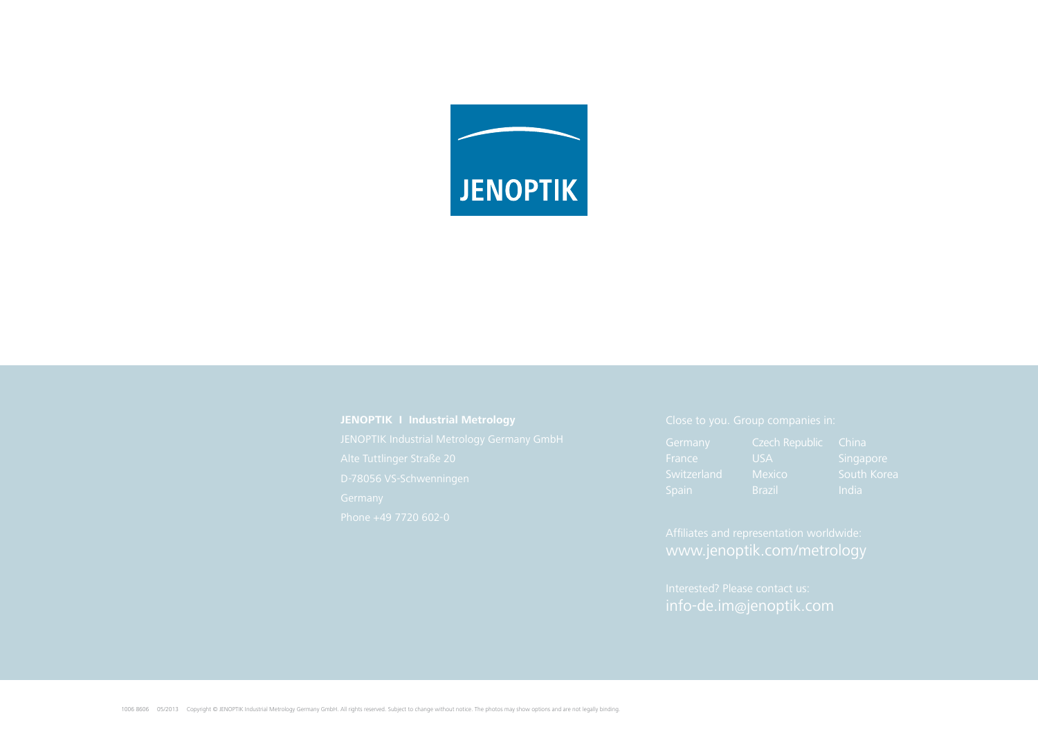JENOPTIK

**JENOPTIK I Industrial Metrology**

JENOPTIK Industrial Metrology Germany GmbH
Alte Tuttlinger Straße 20
D-78056 VS-Schwenningen
Germany
Phone +49 7720 602-0

Close to you. Group companies in:

| | | |
|---|---|---|
| Germany | Czech Republic | China |
| France | USA | Singapore |
| Switzerland | Mexico | South Korea |
| Spain | Brazil | India |

Affiliates and representation worldwide:
www.jenoptik.com/metrology

Interested? Please contact us:
info-de.im@jenoptik.com

1006 8606 05/2013 Copyright © JENOPTIK Industrial Metrology Germany GmbH. All rights reserved. Subject to change without notice. The photos may show options and are not legally binding.